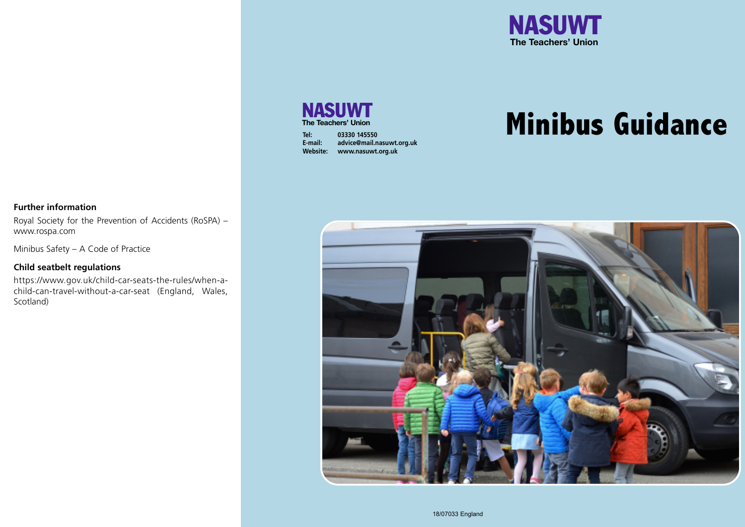# Minibus Guidance

**NASUWT**
**The Teachers' Union**

**Tel:** 03330 145550
**E-mail:** advice@mail.nasuwt.org.uk
**Website:** www.nasuwt.org.uk

### Further information

Royal Society for the Prevention of Accidents (RoSPA) – www.rospa.com

Minibus Safety – A Code of Practice

### Child seatbelt regulations

https://www.gov.uk/child-car-seats-the-rules/when-a-child-can-travel-without-a-car-seat (England, Wales, Scotland)

18/07033 England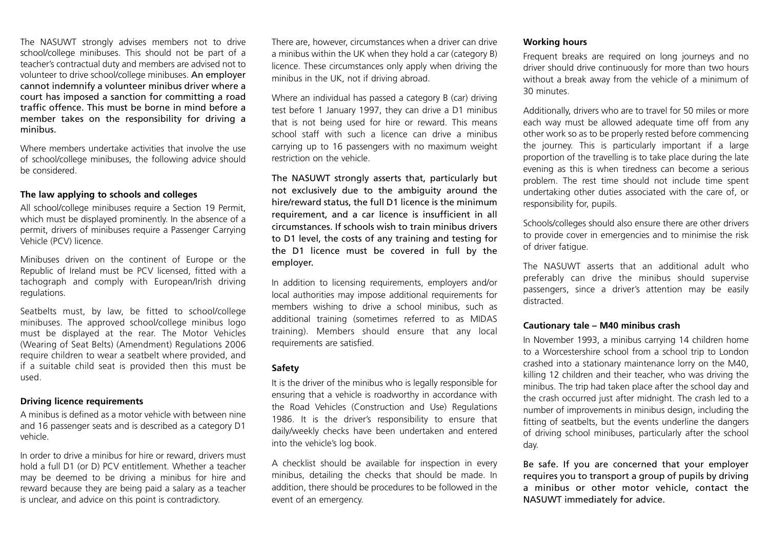The NASUWT strongly advises members not to drive school/college minibuses. This should not be part of a teacher's contractual duty and members are advised not to volunteer to drive school/college minibuses. **An employer cannot indemnify a volunteer minibus driver where a court has imposed a sanction for committing a road traffic offence. This must be borne in mind before a member takes on the responsibility for driving a minibus.**

Where members undertake activities that involve the use of school/college minibuses, the following advice should be considered.

### The law applying to schools and colleges

All school/college minibuses require a Section 19 Permit, which must be displayed prominently. In the absence of a permit, drivers of minibuses require a Passenger Carrying Vehicle (PCV) licence.

Minibuses driven on the continent of Europe or the Republic of Ireland must be PCV licensed, fitted with a tachograph and comply with European/Irish driving regulations.

Seatbelts must, by law, be fitted to school/college minibuses. The approved school/college minibus logo must be displayed at the rear. The Motor Vehicles (Wearing of Seat Belts) (Amendment) Regulations 2006 require children to wear a seatbelt where provided, and if a suitable child seat is provided then this must be used.

### Driving licence requirements

A minibus is defined as a motor vehicle with between nine and 16 passenger seats and is described as a category D1 vehicle.

In order to drive a minibus for hire or reward, drivers must hold a full D1 (or D) PCV entitlement. Whether a teacher may be deemed to be driving a minibus for hire and reward because they are being paid a salary as a teacher is unclear, and advice on this point is contradictory.

There are, however, circumstances when a driver can drive a minibus within the UK when they hold a car (category B) licence. These circumstances only apply when driving the minibus in the UK, not if driving abroad.

Where an individual has passed a category B (car) driving test before 1 January 1997, they can drive a D1 minibus that is not being used for hire or reward. This means school staff with such a licence can drive a minibus carrying up to 16 passengers with no maximum weight restriction on the vehicle.

**The NASUWT strongly asserts that, particularly but not exclusively due to the ambiguity around the hire/reward status, the full D1 licence is the minimum requirement, and a car licence is insufficient in all circumstances. If schools wish to train minibus drivers to D1 level, the costs of any training and testing for the D1 licence must be covered in full by the employer.**

In addition to licensing requirements, employers and/or local authorities may impose additional requirements for members wishing to drive a school minibus, such as additional training (sometimes referred to as MIDAS training). Members should ensure that any local requirements are satisfied.

### Safety

It is the driver of the minibus who is legally responsible for ensuring that a vehicle is roadworthy in accordance with the Road Vehicles (Construction and Use) Regulations 1986. It is the driver's responsibility to ensure that daily/weekly checks have been undertaken and entered into the vehicle's log book.

A checklist should be available for inspection in every minibus, detailing the checks that should be made. In addition, there should be procedures to be followed in the event of an emergency.

### Working hours

Frequent breaks are required on long journeys and no driver should drive continuously for more than two hours without a break away from the vehicle of a minimum of 30 minutes.

Additionally, drivers who are to travel for 50 miles or more each way must be allowed adequate time off from any other work so as to be properly rested before commencing the journey. This is particularly important if a large proportion of the travelling is to take place during the late evening as this is when tiredness can become a serious problem. The rest time should not include time spent undertaking other duties associated with the care of, or responsibility for, pupils.

Schools/colleges should also ensure there are other drivers to provide cover in emergencies and to minimise the risk of driver fatigue.

The NASUWT asserts that an additional adult who preferably can drive the minibus should supervise passengers, since a driver's attention may be easily distracted.

### Cautionary tale – M40 minibus crash

In November 1993, a minibus carrying 14 children home to a Worcestershire school from a school trip to London crashed into a stationary maintenance lorry on the M40, killing 12 children and their teacher, who was driving the minibus. The trip had taken place after the school day and the crash occurred just after midnight. The crash led to a number of improvements in minibus design, including the fitting of seatbelts, but the events underline the dangers of driving school minibuses, particularly after the school day.

**Be safe. If you are concerned that your employer requires you to transport a group of pupils by driving a minibus or other motor vehicle, contact the NASUWT immediately for advice.**